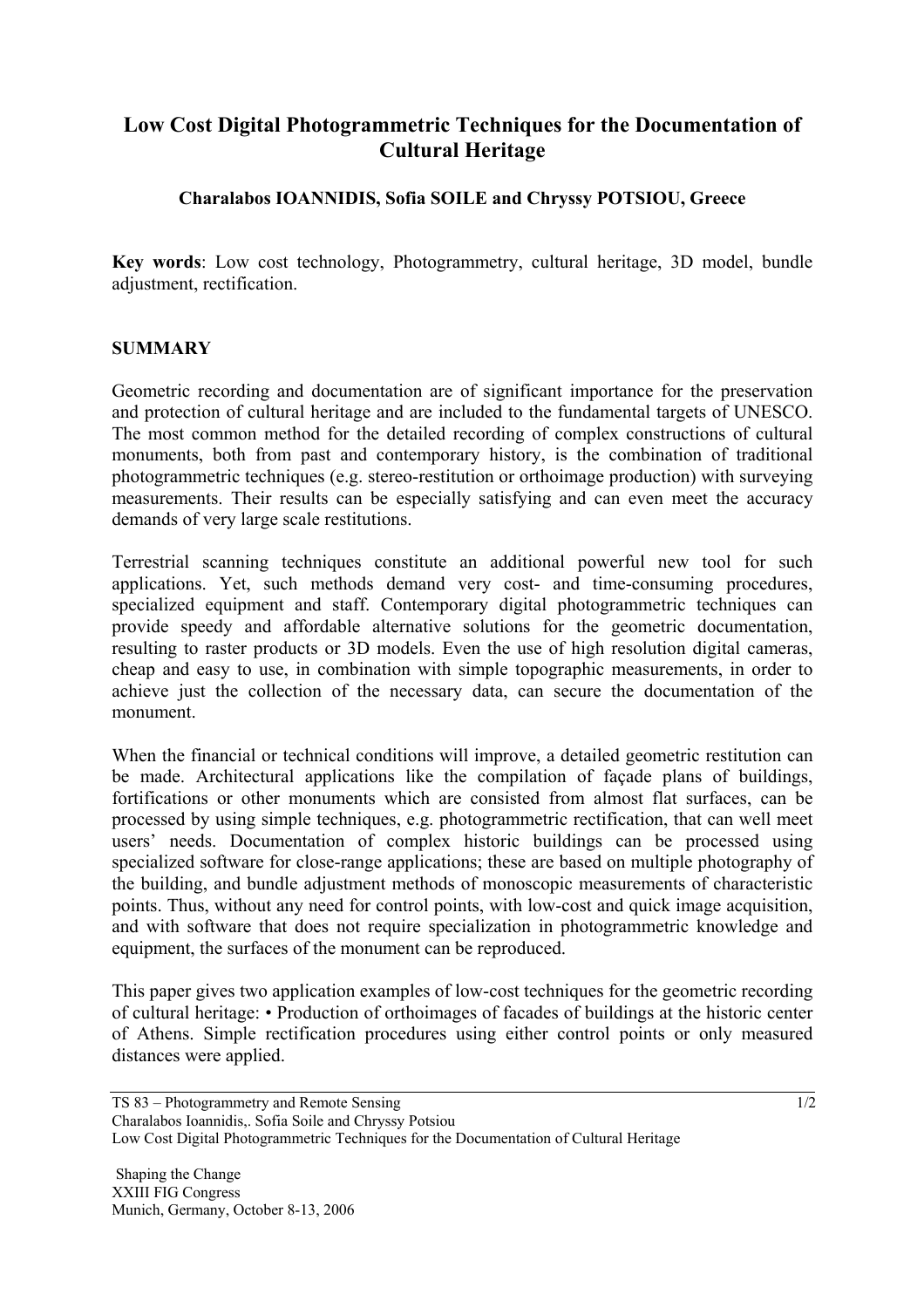# Low Cost Digital Photogrammetric Techniques for the Documentation of Cultural Heritage

**Charalabos IOANNIDIS, Sofia SOILE and Chryssy POTSIOU, Greece**

**Key words**: Low cost technology, Photogrammetry, cultural heritage, 3D model, bundle adjustment, rectification.

## SUMMARY

Geometric recording and documentation are of significant importance for the preservation and protection of cultural heritage and are included to the fundamental targets of UNESCO. The most common method for the detailed recording of complex constructions of cultural monuments, both from past and contemporary history, is the combination of traditional photogrammetric techniques (e.g. stereo-restitution or orthoimage production) with surveying measurements. Their results can be especially satisfying and can even meet the accuracy demands of very large scale restitutions.

Terrestrial scanning techniques constitute an additional powerful new tool for such applications. Yet, such methods demand very cost- and time-consuming procedures, specialized equipment and staff. Contemporary digital photogrammetric techniques can provide speedy and affordable alternative solutions for the geometric documentation, resulting to raster products or 3D models. Even the use of high resolution digital cameras, cheap and easy to use, in combination with simple topographic measurements, in order to achieve just the collection of the necessary data, can secure the documentation of the monument.

When the financial or technical conditions will improve, a detailed geometric restitution can be made. Architectural applications like the compilation of façade plans of buildings, fortifications or other monuments which are consisted from almost flat surfaces, can be processed by using simple techniques, e.g. photogrammetric rectification, that can well meet users' needs. Documentation of complex historic buildings can be processed using specialized software for close-range applications; these are based on multiple photography of the building, and bundle adjustment methods of monoscopic measurements of characteristic points. Thus, without any need for control points, with low-cost and quick image acquisition, and with software that does not require specialization in photogrammetric knowledge and equipment, the surfaces of the monument can be reproduced.

This paper gives two application examples of low-cost techniques for the geometric recording of cultural heritage: • Production of orthoimages of facades of buildings at the historic center of Athens. Simple rectification procedures using either control points or only measured distances were applied.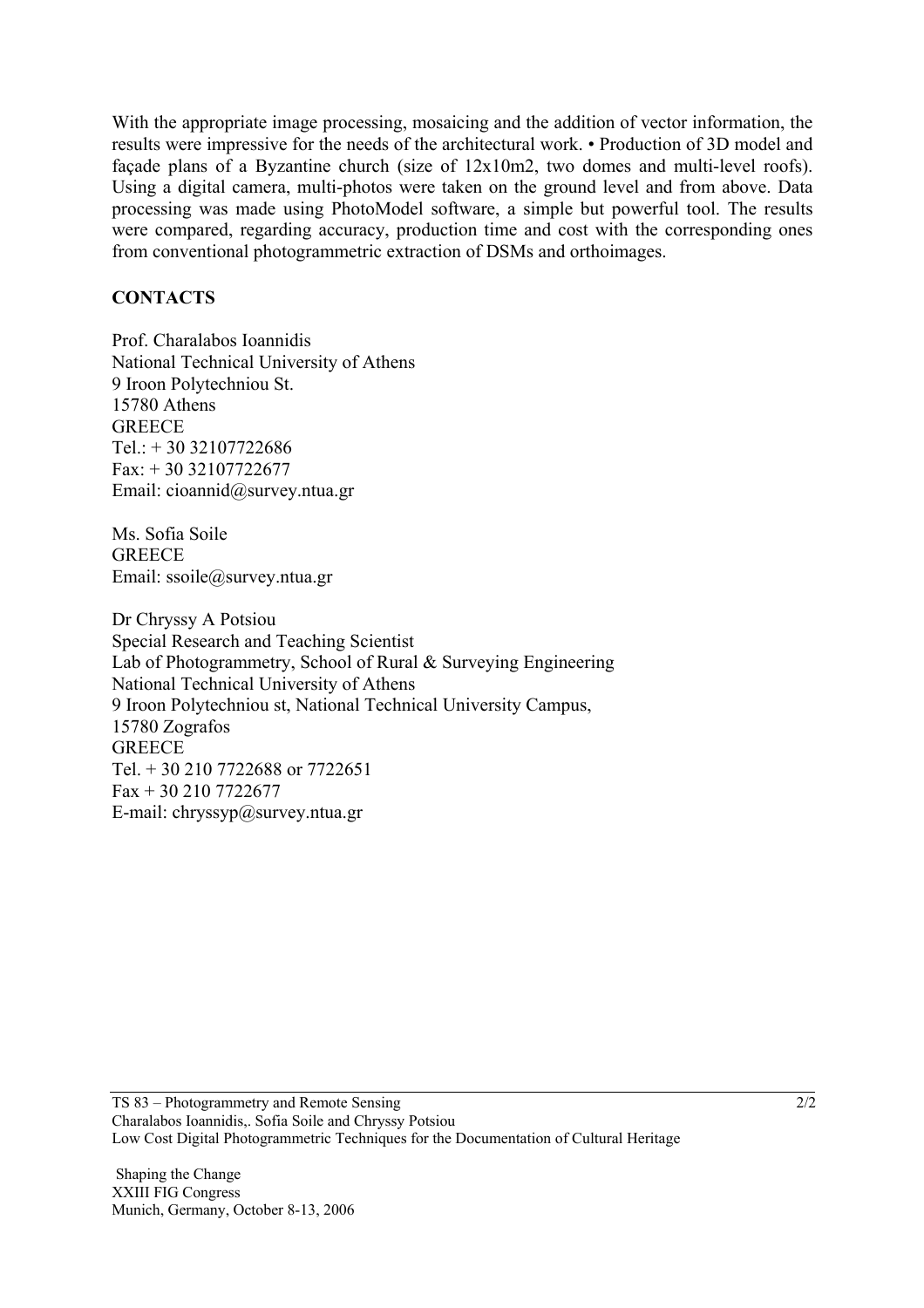With the appropriate image processing, mosaicing and the addition of vector information, the results were impressive for the needs of the architectural work. • Production of 3D model and façade plans of a Byzantine church (size of 12x10m2, two domes and multi-level roofs). Using a digital camera, multi-photos were taken on the ground level and from above. Data processing was made using PhotoModel software, a simple but powerful tool. The results were compared, regarding accuracy, production time and cost with the corresponding ones from conventional photogrammetric extraction of DSMs and orthoimages.

## CONTACTS

Prof. Charalabos Ioannidis
National Technical University of Athens
9 Iroon Polytechniou St.
15780 Athens
GREECE
Tel.: + 30 32107722686
Fax: + 30 32107722677
Email: cioannid@survey.ntua.gr

Ms. Sofia Soile
GREECE
Email: ssoile@survey.ntua.gr

Dr Chryssy A Potsiou
Special Research and Teaching Scientist
Lab of Photogrammetry, School of Rural & Surveying Engineering
National Technical University of Athens
9 Iroon Polytechniou st, National Technical University Campus,
15780 Zografos
GREECE
Tel. + 30 210 7722688 or 7722651
Fax + 30 210 7722677
E-mail: chryssyp@survey.ntua.gr